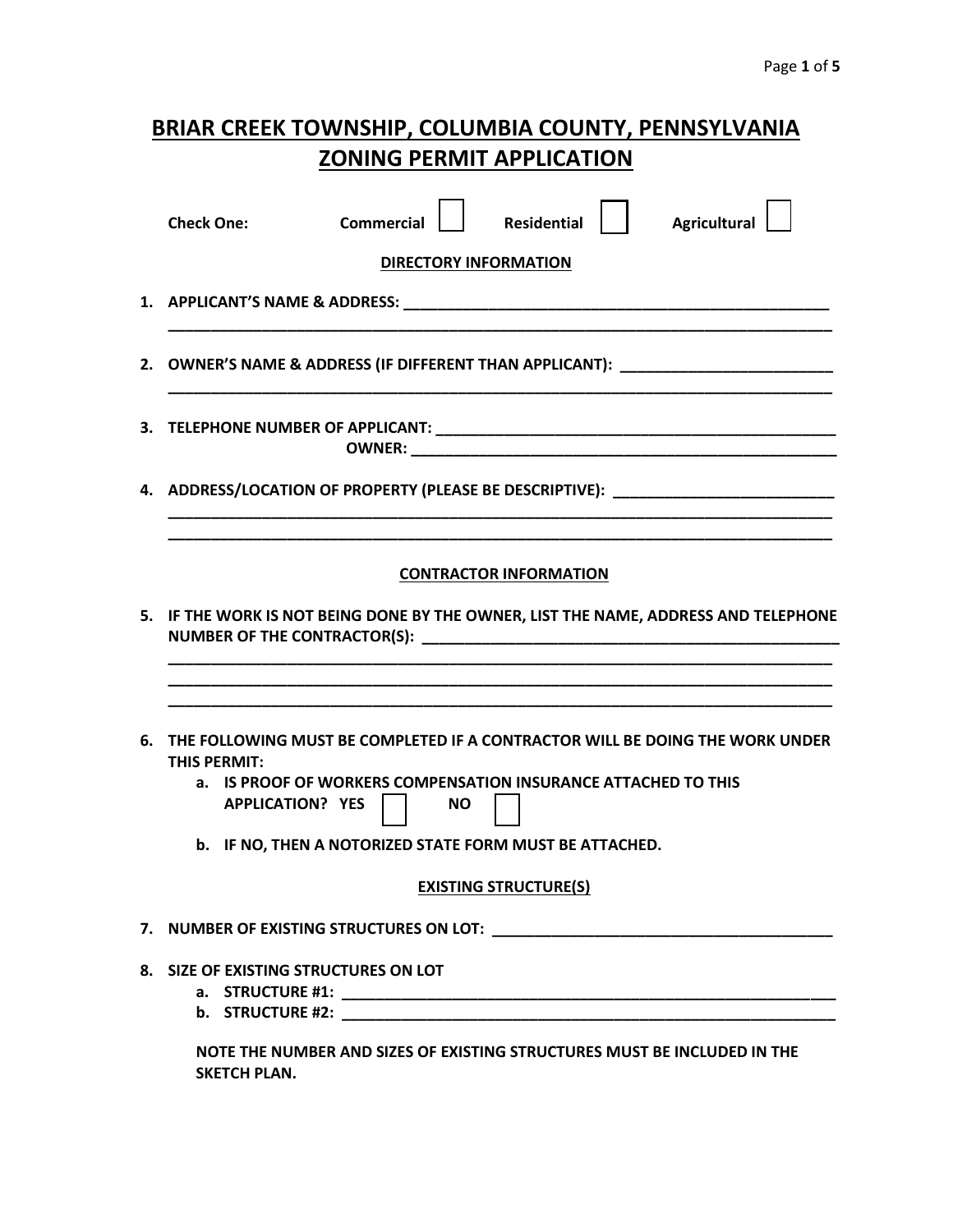# BRIAR CREEK TOWNSHIP, COLUMBIA COUNTY, PENNSYLVANIA
# ZONING PERMIT APPLICATION

**Check One:** **Commercial** ☐ **Residential** ☐ **Agricultural** ☐

## DIRECTORY INFORMATION

1. **APPLICANT'S NAME & ADDRESS:** ___________________________________________________
_______________________________________________________________________________

2. **OWNER'S NAME & ADDRESS (IF DIFFERENT THAN APPLICANT):** _________________________
_______________________________________________________________________________

3. **TELEPHONE NUMBER OF APPLICANT:** ________________________________________________
**OWNER:** ________________________________________________

4. **ADDRESS/LOCATION OF PROPERTY (PLEASE BE DESCRIPTIVE):** __________________________
_______________________________________________________________________________
_______________________________________________________________________________

## CONTRACTOR INFORMATION

5. **IF THE WORK IS NOT BEING DONE BY THE OWNER, LIST THE NAME, ADDRESS AND TELEPHONE NUMBER OF THE CONTRACTOR(S):** ___________________________________________________
_______________________________________________________________________________
_______________________________________________________________________________
_______________________________________________________________________________

6. **THE FOLLOWING MUST BE COMPLETED IF A CONTRACTOR WILL BE DOING THE WORK UNDER THIS PERMIT:**
   a. **IS PROOF OF WORKERS COMPENSATION INSURANCE ATTACHED TO THIS APPLICATION? YES** ☐ **NO** ☐
   b. **IF NO, THEN A NOTORIZED STATE FORM MUST BE ATTACHED.**

## EXISTING STRUCTURE(S)

7. **NUMBER OF EXISTING STRUCTURES ON LOT:** _________________________________________

8. **SIZE OF EXISTING STRUCTURES ON LOT**
   a. **STRUCTURE #1:** ___________________________________________________________
   b. **STRUCTURE #2:** ___________________________________________________________

   **NOTE THE NUMBER AND SIZES OF EXISTING STRUCTURES MUST BE INCLUDED IN THE SKETCH PLAN.**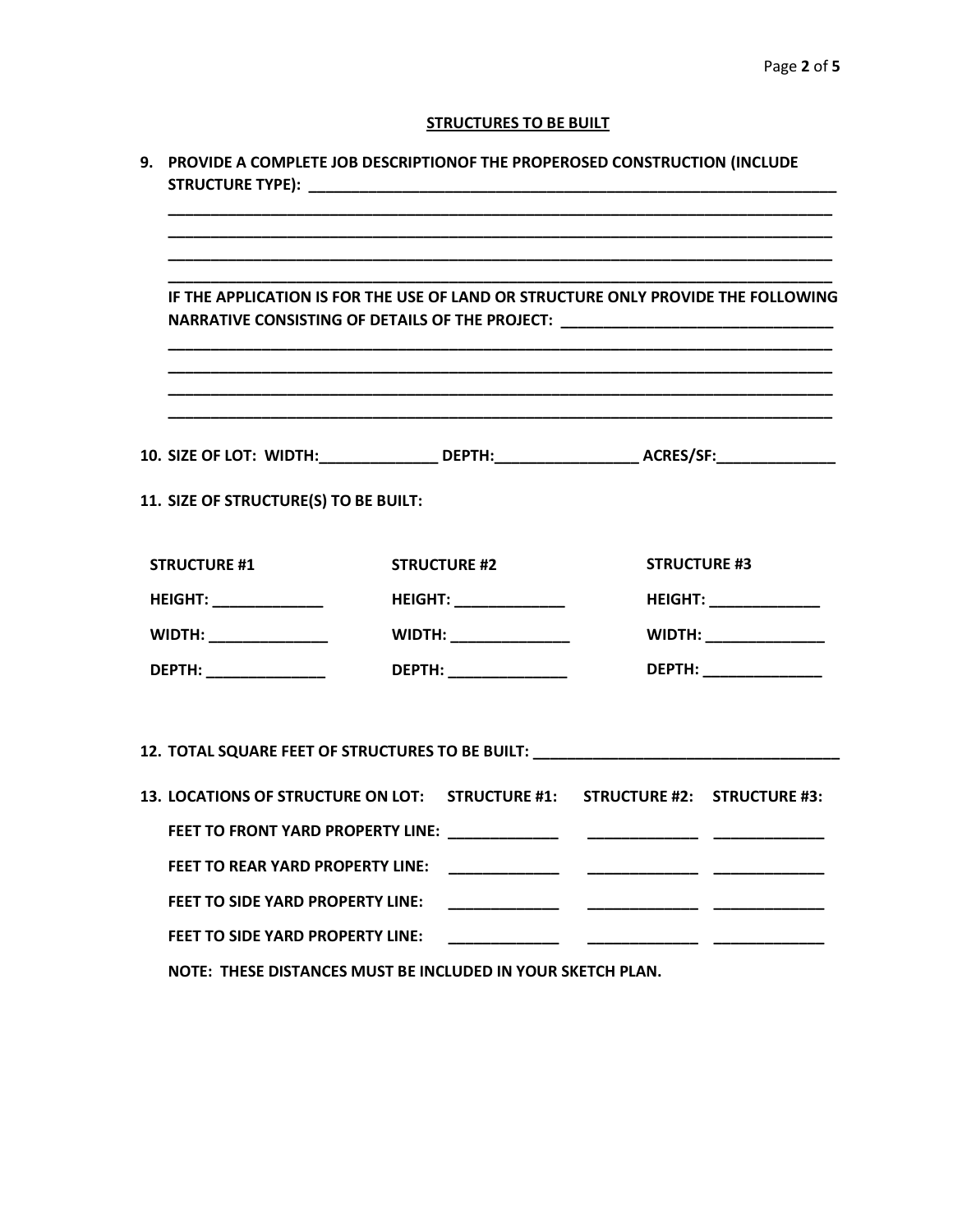## STRUCTURES TO BE BUILT

9. PROVIDE A COMPLETE JOB DESCRIPTIONOF THE PROPEROSED CONSTRUCTION (INCLUDE STRUCTURE TYPE): ____________________________________________________________
______________________________________________________________________________
______________________________________________________________________________
______________________________________________________________________________
______________________________________________________________________________

IF THE APPLICATION IS FOR THE USE OF LAND OR STRUCTURE ONLY PROVIDE THE FOLLOWING NARRATIVE CONSISTING OF DETAILS OF THE PROJECT: ______________________________
______________________________________________________________________________
______________________________________________________________________________
______________________________________________________________________________
______________________________________________________________________________

10. SIZE OF LOT: WIDTH:______________ DEPTH:________________ ACRES/SF:______________

11. SIZE OF STRUCTURE(S) TO BE BUILT:

| STRUCTURE #1 | STRUCTURE #2 | STRUCTURE #3 |
|---|---|---|
| HEIGHT: _____________ | HEIGHT: _____________ | HEIGHT: _____________ |
| WIDTH: ______________ | WIDTH: ______________ | WIDTH: ______________ |
| DEPTH: ______________ | DEPTH: ______________ | DEPTH: ______________ |

12. TOTAL SQUARE FEET OF STRUCTURES TO BE BUILT: ___________________________________

13. LOCATIONS OF STRUCTURE ON LOT:

| | STRUCTURE #1: | STRUCTURE #2: | STRUCTURE #3: |
|---|---|---|---|
| FEET TO FRONT YARD PROPERTY LINE: | _____________ | _____________ | _____________ |
| FEET TO REAR YARD PROPERTY LINE: | _____________ | _____________ | _____________ |
| FEET TO SIDE YARD PROPERTY LINE: | _____________ | _____________ | _____________ |
| FEET TO SIDE YARD PROPERTY LINE: | _____________ | _____________ | _____________ |

NOTE: THESE DISTANCES MUST BE INCLUDED IN YOUR SKETCH PLAN.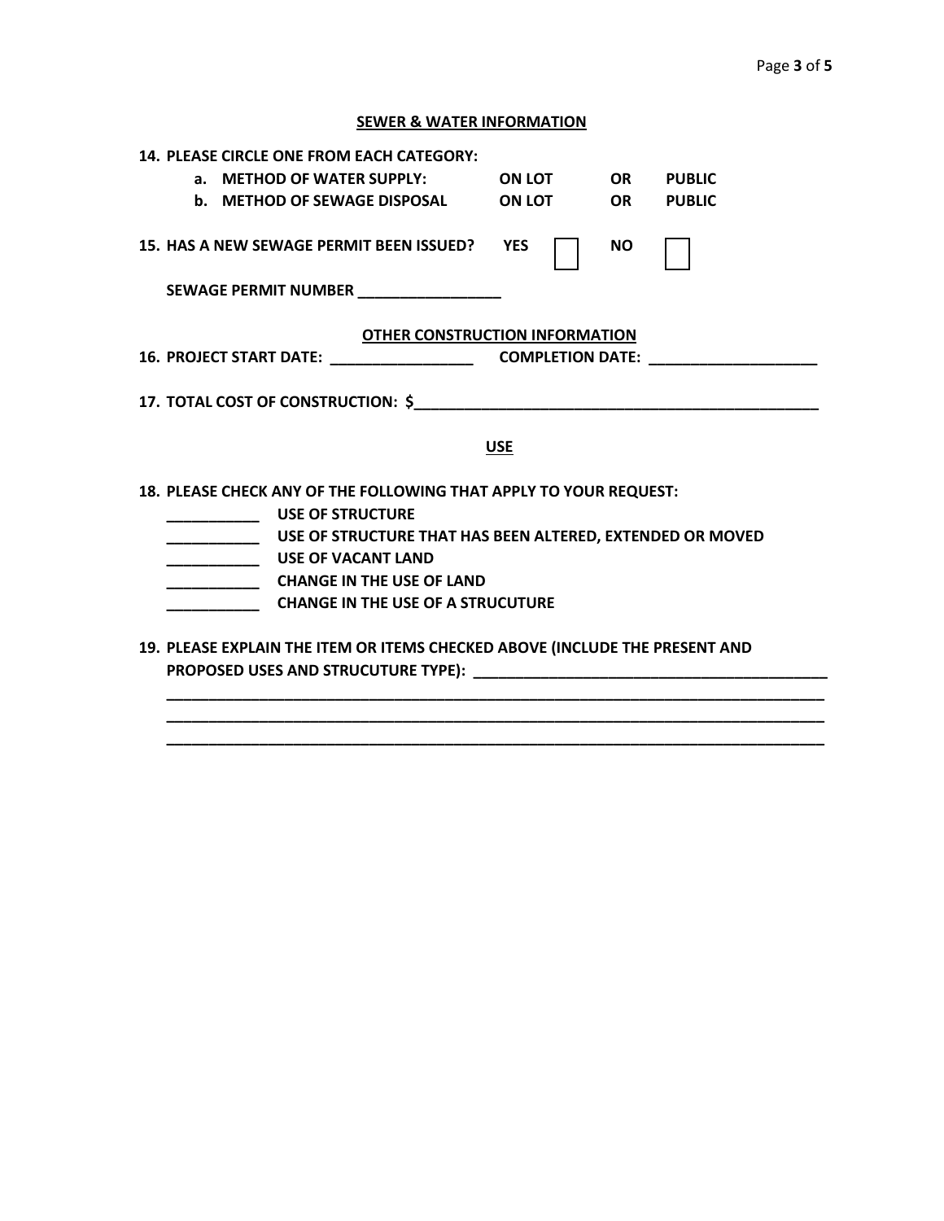## SEWER & WATER INFORMATION

**14. PLEASE CIRCLE ONE FROM EACH CATEGORY:**

| | | | |
|---|---|---|---|
| a. METHOD OF WATER SUPPLY: | ON LOT | OR | PUBLIC |
| b. METHOD OF SEWAGE DISPOSAL | ON LOT | OR | PUBLIC |

**15. HAS A NEW SEWAGE PERMIT BEEN ISSUED?** YES ☐ NO ☐

**SEWAGE PERMIT NUMBER** _________________

## OTHER CONSTRUCTION INFORMATION

**16. PROJECT START DATE:** _________________ **COMPLETION DATE:** ____________________

**17. TOTAL COST OF CONSTRUCTION:** $__________________________________________________

## USE

**18. PLEASE CHECK ANY OF THE FOLLOWING THAT APPLY TO YOUR REQUEST:**

___________ USE OF STRUCTURE

___________ USE OF STRUCTURE THAT HAS BEEN ALTERED, EXTENDED OR MOVED

___________ USE OF VACANT LAND

___________ CHANGE IN THE USE OF LAND

___________ CHANGE IN THE USE OF A STRUCUTURE

**19. PLEASE EXPLAIN THE ITEM OR ITEMS CHECKED ABOVE (INCLUDE THE PRESENT AND PROPOSED USES AND STRUCUTURE TYPE):** ___________________________________________

_________________________________________________________________________________

_________________________________________________________________________________

_________________________________________________________________________________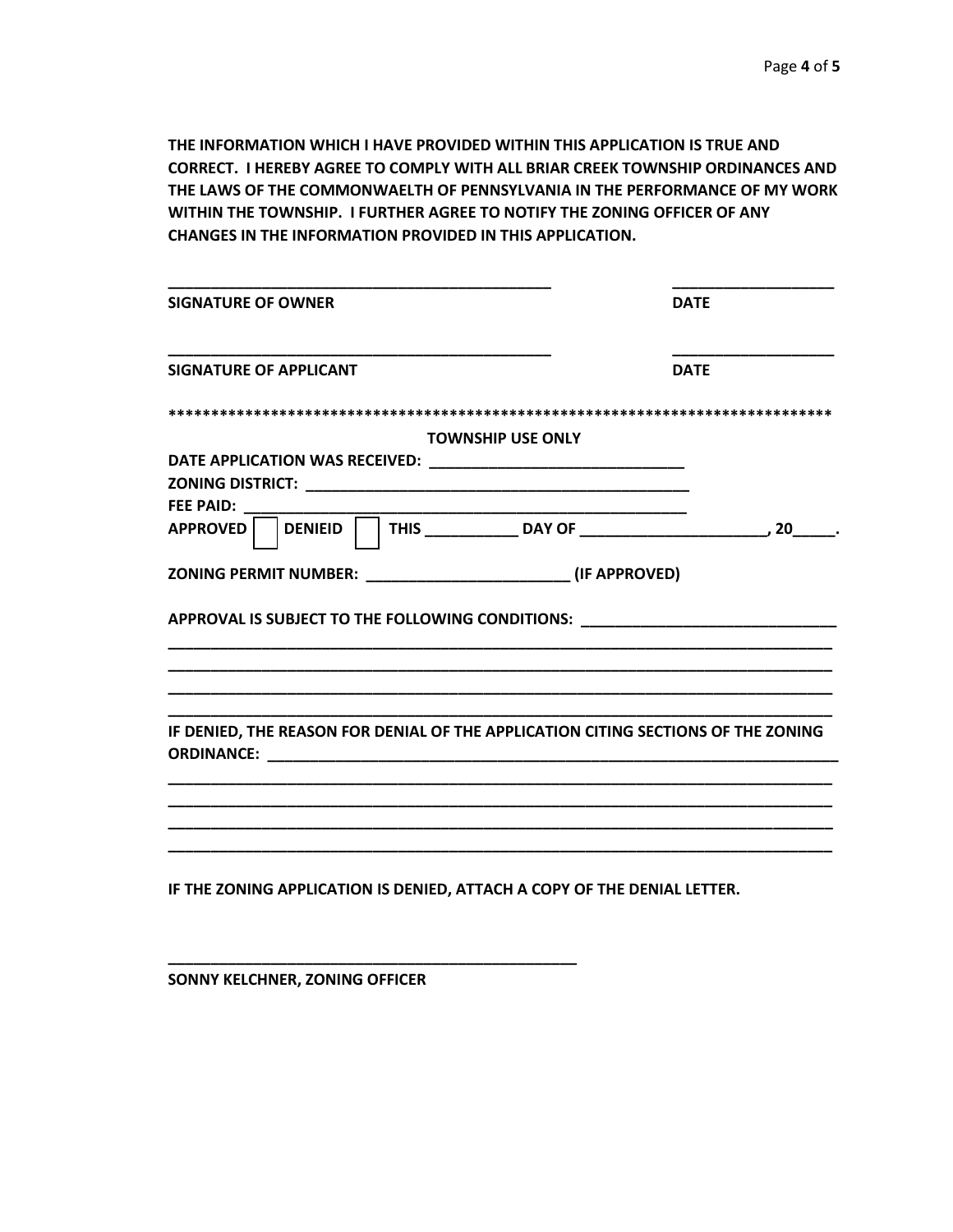**THE INFORMATION WHICH I HAVE PROVIDED WITHIN THIS APPLICATION IS TRUE AND CORRECT. I HEREBY AGREE TO COMPLY WITH ALL BRIAR CREEK TOWNSHIP ORDINANCES AND THE LAWS OF THE COMMONWEALTH OF PENNSYLVANIA IN THE PERFORMANCE OF MY WORK WITHIN THE TOWNSHIP. I FURTHER AGREE TO NOTIFY THE ZONING OFFICER OF ANY CHANGES IN THE INFORMATION PROVIDED IN THIS APPLICATION.**

_______________________________________________ ___________________

**SIGNATURE OF OWNER** **DATE**

_______________________________________________ ___________________

**SIGNATURE OF APPLICANT** **DATE**

*******************************************************************************

**TOWNSHIP USE ONLY**

**DATE APPLICATION WAS RECEIVED:** _____________________________

**ZONING DISTRICT:** _______________________________________________

**FEE PAID:** _____________________________________________________

**APPROVED** ☐ **DENIEID** ☐ **THIS** ___________ **DAY OF** ______________________, **20**_____.

**ZONING PERMIT NUMBER:** ________________________ **(IF APPROVED)**

**APPROVAL IS SUBJECT TO THE FOLLOWING CONDITIONS:** ______________________________

_________________________________________________________________________________

_________________________________________________________________________________

_________________________________________________________________________________

_________________________________________________________________________________

**IF DENIED, THE REASON FOR DENIAL OF THE APPLICATION CITING SECTIONS OF THE ZONING ORDINANCE:** _____________________________________________________________________

_________________________________________________________________________________

_________________________________________________________________________________

_________________________________________________________________________________

_________________________________________________________________________________

**IF THE ZONING APPLICATION IS DENIED, ATTACH A COPY OF THE DENIAL LETTER.**

__________________________________________________

**SONNY KELCHNER, ZONING OFFICER**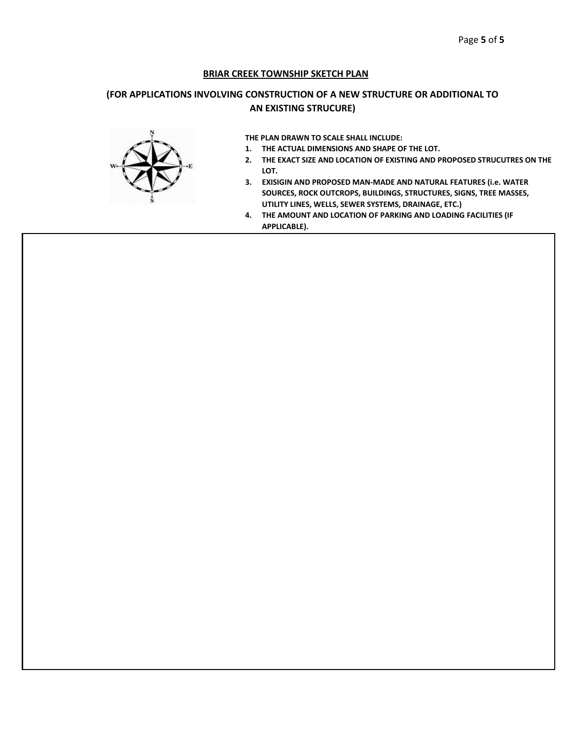## BRIAR CREEK TOWNSHIP SKETCH PLAN

### (FOR APPLICATIONS INVOLVING CONSTRUCTION OF A NEW STRUCTURE OR ADDITIONAL TO AN EXISTING STRUCURE)

N

W E

S

**THE PLAN DRAWN TO SCALE SHALL INCLUDE:**

1. **THE ACTUAL DIMENSIONS AND SHAPE OF THE LOT.**
2. **THE EXACT SIZE AND LOCATION OF EXISTING AND PROPOSED STRUCUTRES ON THE LOT.**
3. **EXISIGIN AND PROPOSED MAN-MADE AND NATURAL FEATURES (i.e. WATER SOURCES, ROCK OUTCROPS, BUILDINGS, STRUCTURES, SIGNS, TREE MASSES, UTILITY LINES, WELLS, SEWER SYSTEMS, DRAINAGE, ETC.)**
4. **THE AMOUNT AND LOCATION OF PARKING AND LOADING FACILITIES (IF APPLICABLE).**